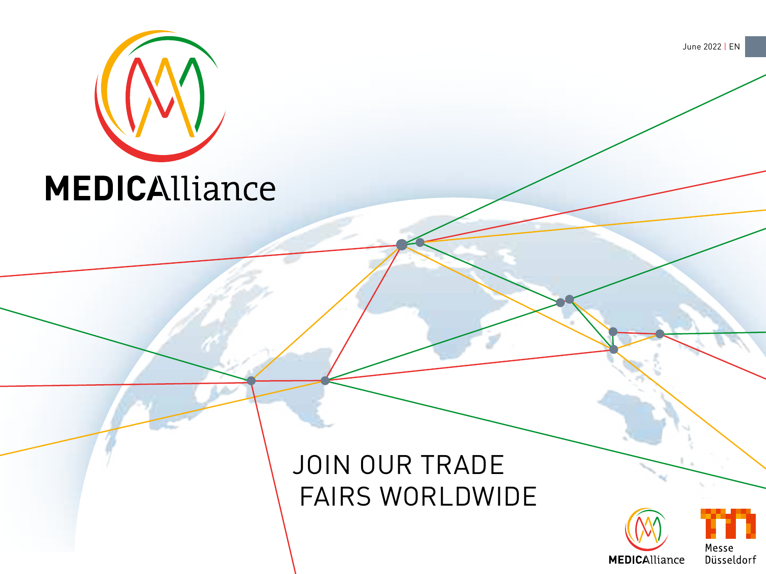# MEDICAlliance

June 2022 | EN

JOIN OUR TRADE FAIRS WORLDWIDE

MEDICAlliance

Messe Düsseldorf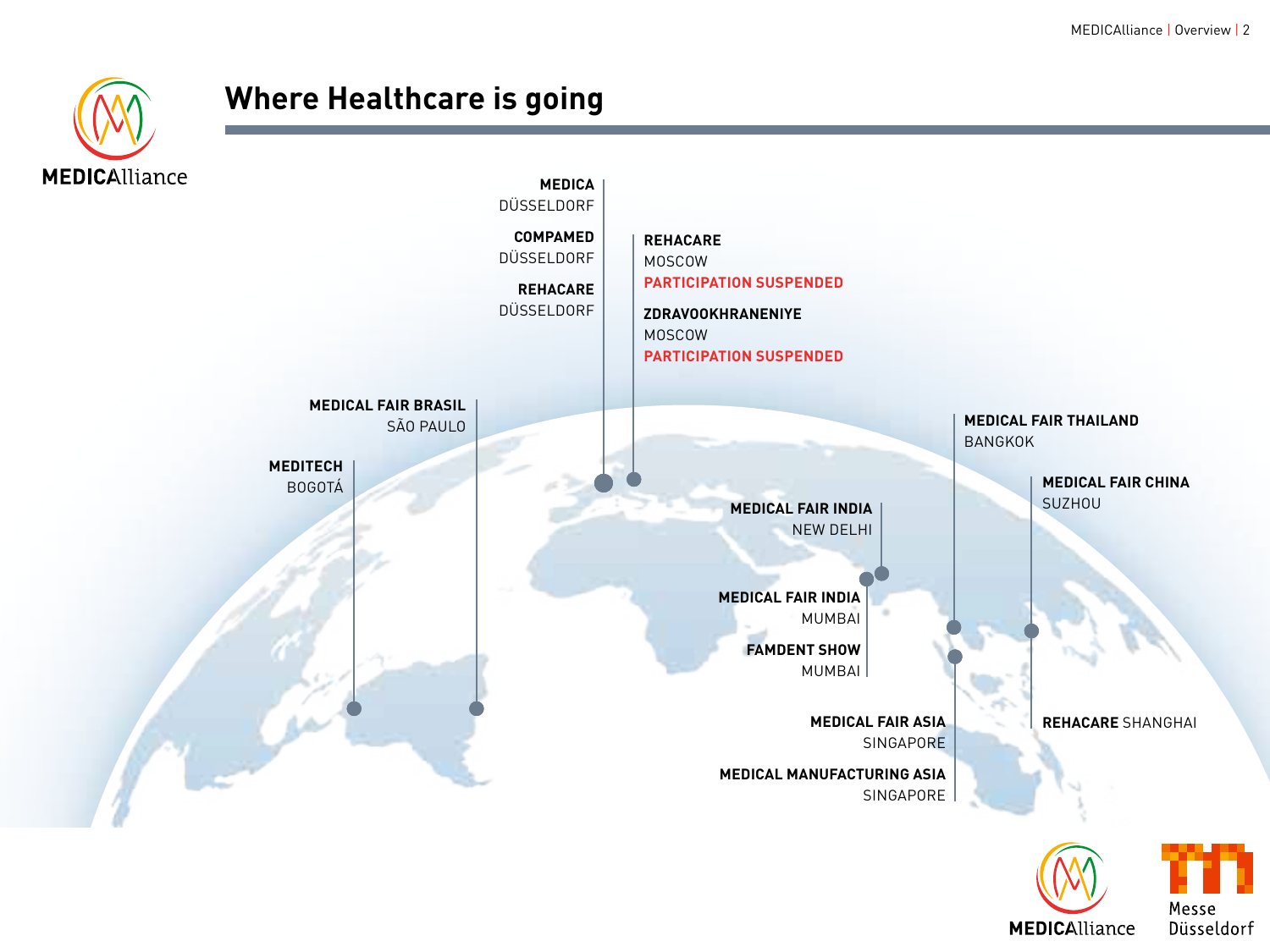# Where Healthcare is going

**MEDICA**
DÜSSELDORF

**COMPAMED**
DÜSSELDORF

**REHACARE**
DÜSSELDORF

**REHACARE**
MOSCOW
**PARTICIPATION SUSPENDED**

**ZDRAVOOKHRANENIYE**
MOSCOW
**PARTICIPATION SUSPENDED**

**MEDICAL FAIR BRASIL**
SÃO PAULO

**MEDITECH**
BOGOTÁ

**MEDICAL FAIR THAILAND**
BANGKOK

**MEDICAL FAIR CHINA**
SUZHOU

**MEDICAL FAIR INDIA**
NEW DELHI

**MEDICAL FAIR INDIA**
MUMBAI

**FAMDENT SHOW**
MUMBAI

**MEDICAL FAIR ASIA**
SINGAPORE

**MEDICAL MANUFACTURING ASIA**
SINGAPORE

**REHACARE** SHANGHAI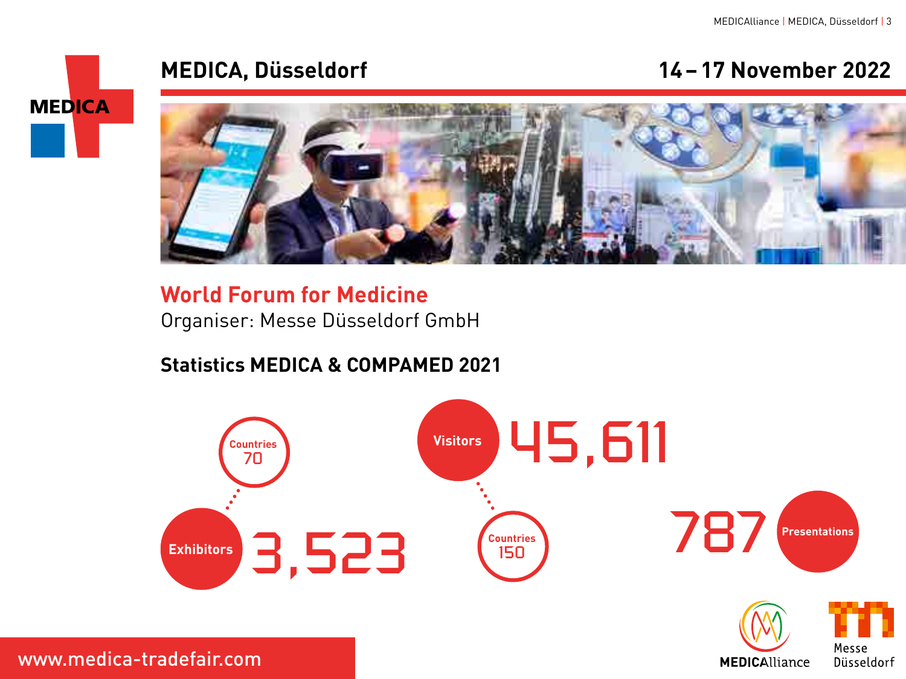# MEDICA, Düsseldorf

**14 – 17 November 2022**

## World Forum for Medicine

Organiser: Messe Düsseldorf GmbH

### Statistics MEDICA & COMPAMED 2021

- **Exhibitors** 3,523 — Countries 70
- **Visitors** 45,611 — Countries 150
- **Presentations** 787

www.medica-tradefair.com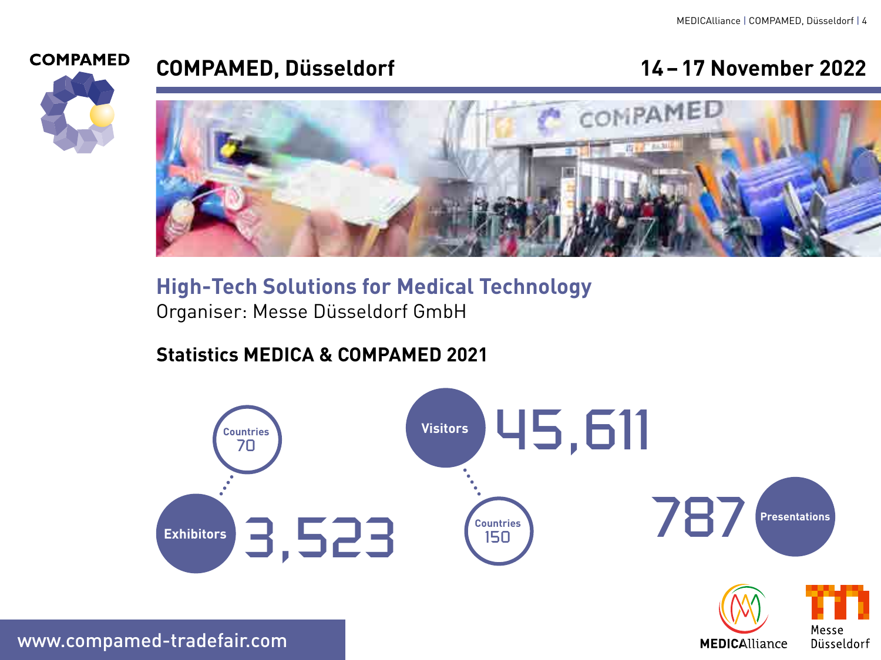# COMPAMED, Düsseldorf

**14 – 17 November 2022**

## High-Tech Solutions for Medical Technology

Organiser: Messe Düsseldorf GmbH

### Statistics MEDICA & COMPAMED 2021

- **Exhibitors** 3,523 — Countries 70
- **Visitors** 45,611 — Countries 150
- **Presentations** 787

www.compamed-tradefair.com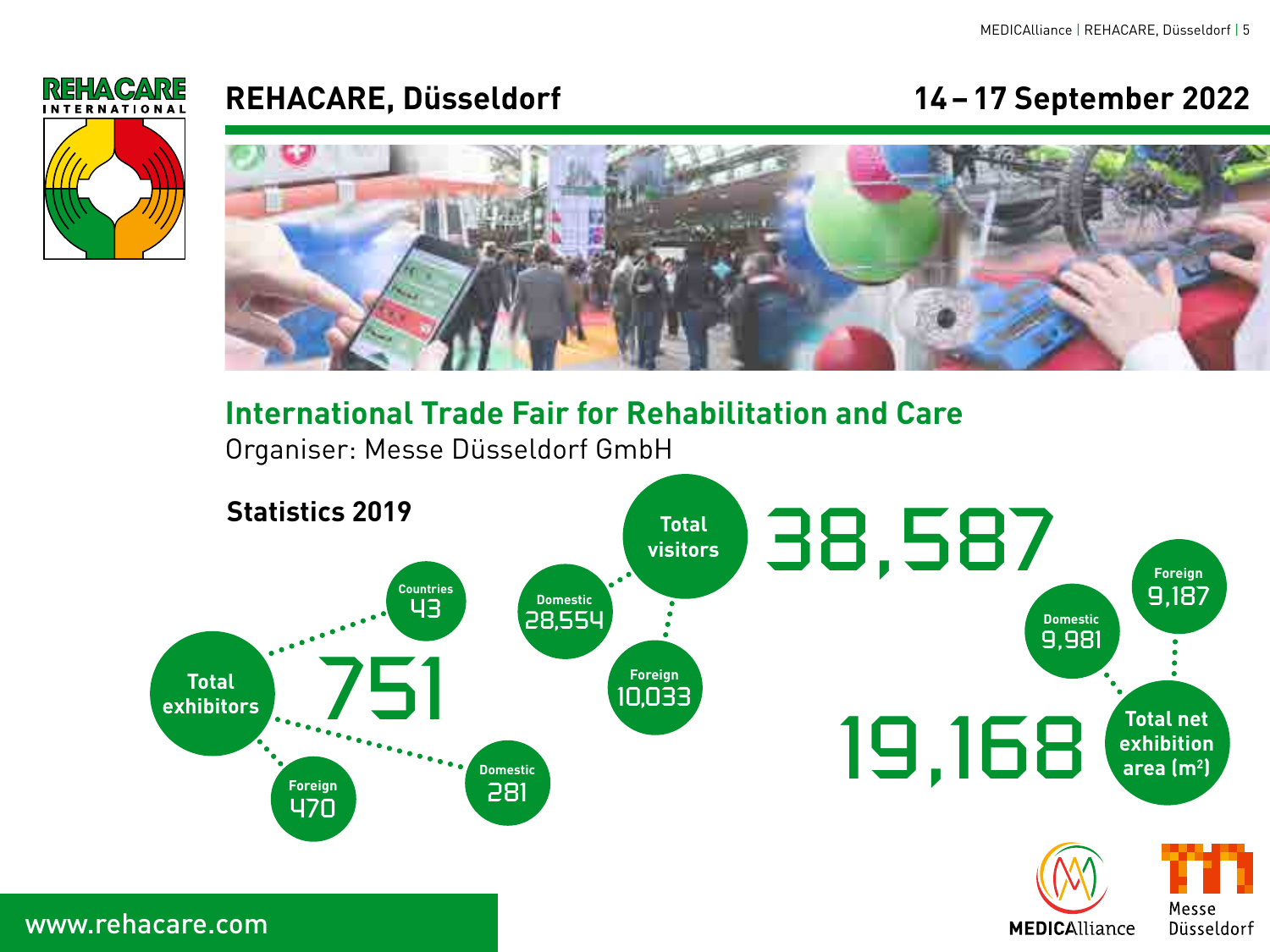# REHACARE, Düsseldorf

**14 – 17 September 2022**

## International Trade Fair for Rehabilitation and Care

Organiser: Messe Düsseldorf GmbH

### Statistics 2019

**Total exhibitors:** 751
- Countries: 43
- Domestic: 281
- Foreign: 470

**Total visitors:** 38,587
- Domestic: 28,554
- Foreign: 10,033

**Total net exhibition area (m²):** 19,168
- Domestic: 9,981
- Foreign: 9,187

www.rehacare.com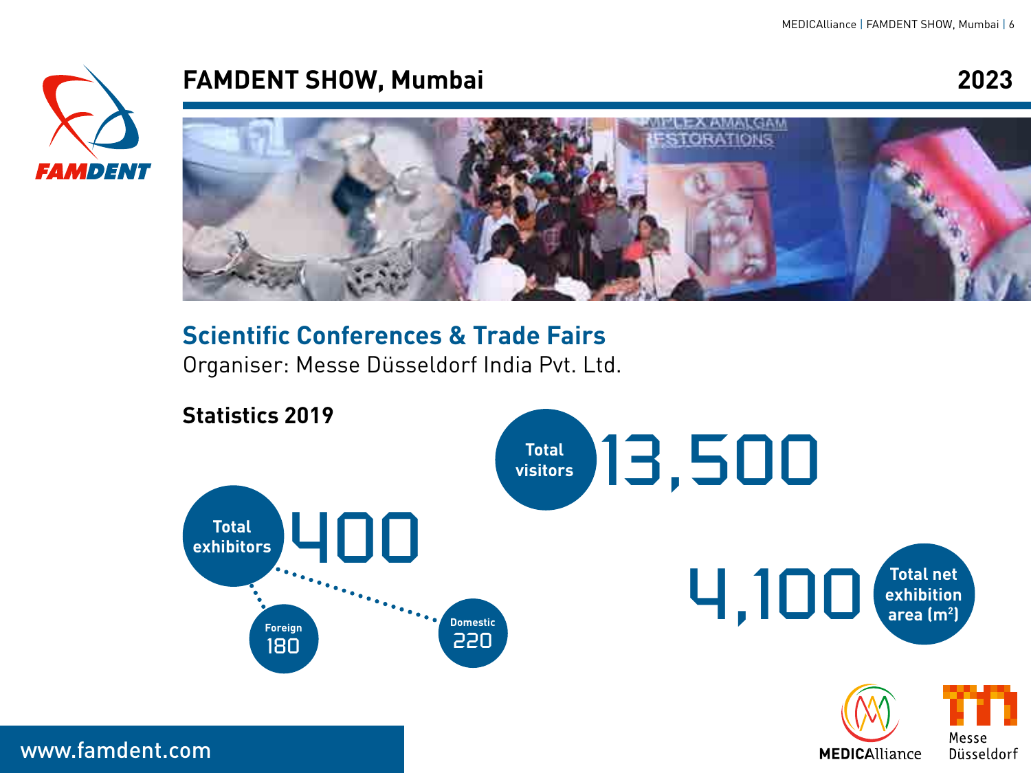# FAMDENT SHOW, Mumbai

**2023**

## Scientific Conferences & Trade Fairs

Organiser: Messe Düsseldorf India Pvt. Ltd.

### Statistics 2019

**Total visitors** 13,500

**Total exhibitors** 400

- Foreign 180
- Domestic 220

**Total net exhibition area ($m^2$)** 4,100

www.famdent.com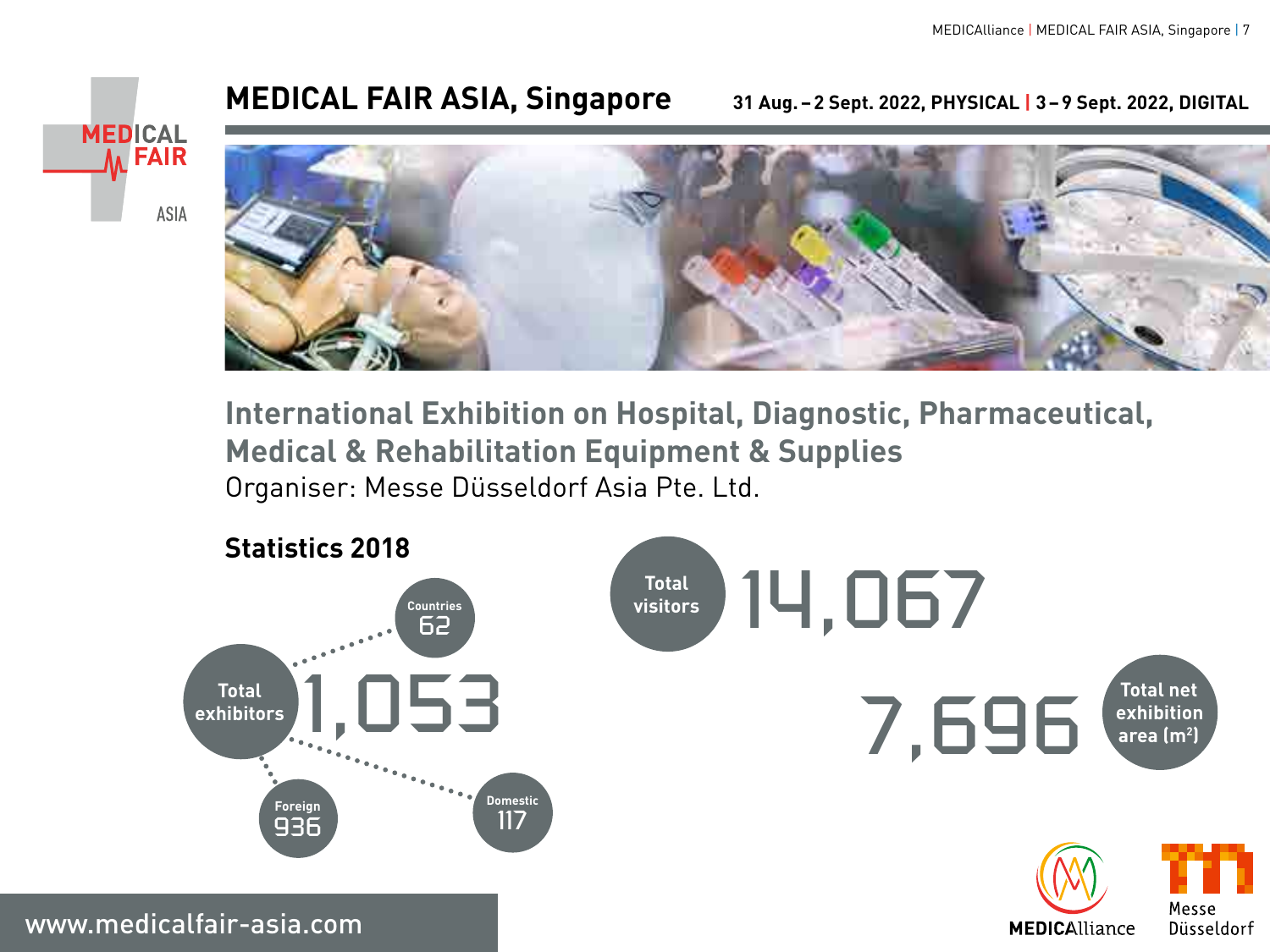# MEDICAL FAIR ASIA, Singapore

**31 Aug. – 2 Sept. 2022, PHYSICAL | 3 – 9 Sept. 2022, DIGITAL**

## International Exhibition on Hospital, Diagnostic, Pharmaceutical, Medical & Rehabilitation Equipment & Supplies

Organiser: Messe Düsseldorf Asia Pte. Ltd.

### Statistics 2018

- Total exhibitors: 1,053
  - Countries: 62
  - Foreign: 936
  - Domestic: 117
- Total visitors: 14,067
- Total net exhibition area ($m^2$): 7,696

www.medicalfair-asia.com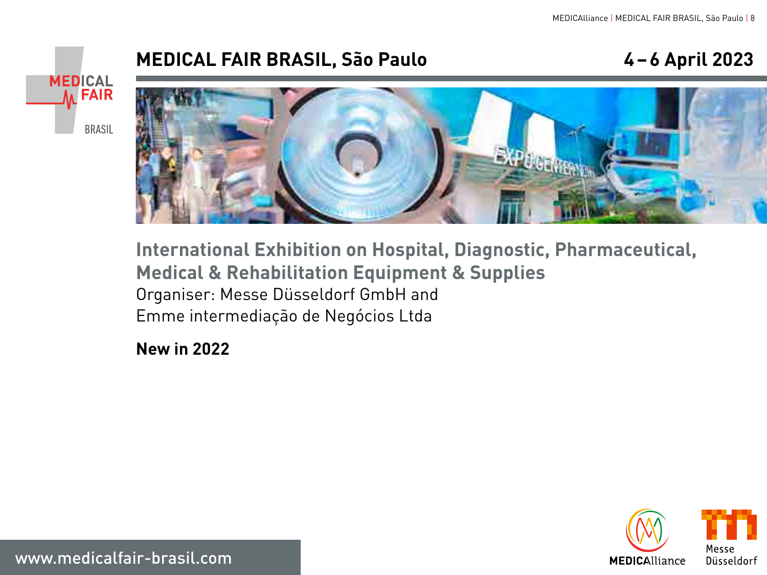# MEDICAL FAIR BRASIL, São Paulo

**4 – 6 April 2023**

## International Exhibition on Hospital, Diagnostic, Pharmaceutical, Medical & Rehabilitation Equipment & Supplies

Organiser: Messe Düsseldorf GmbH and
Emme intermediação de Negócios Ltda

**New in 2022**

www.medicalfair-brasil.com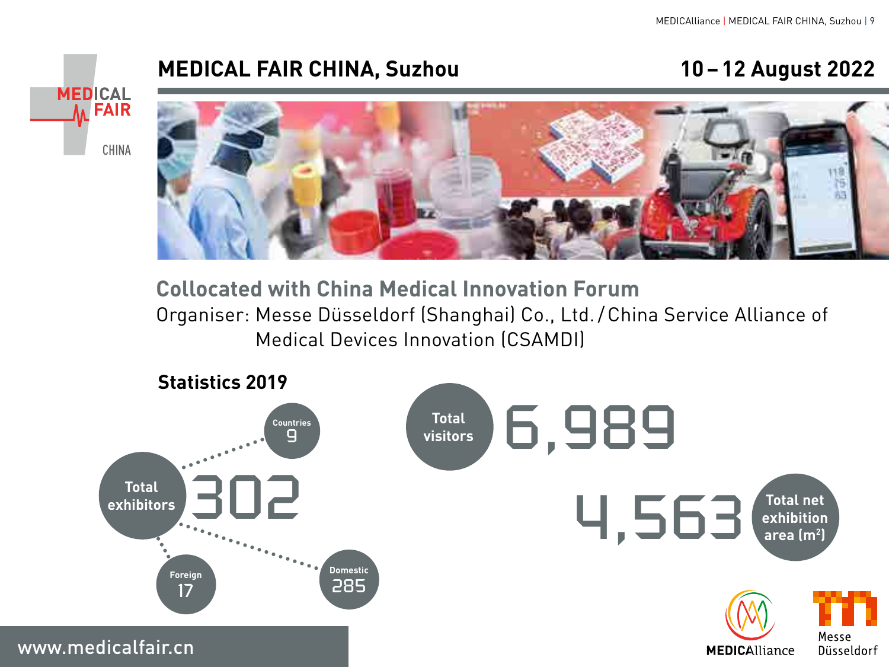# MEDICAL FAIR CHINA, Suzhou

**10 – 12 August 2022**

## Collocated with China Medical Innovation Forum

Organiser: Messe Düsseldorf (Shanghai) Co., Ltd./China Service Alliance of Medical Devices Innovation (CSAMDI)

### Statistics 2019

- **Total exhibitors:** 302
  - Countries: 9
  - Foreign: 17
  - Domestic: 285
- **Total visitors:** 6,989
- **Total net exhibition area (m²):** 4,563

www.medicalfair.cn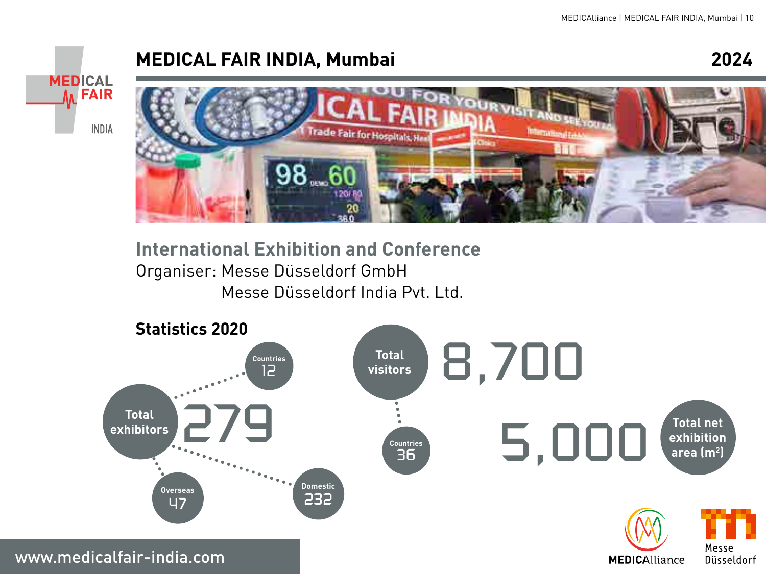# MEDICAL FAIR INDIA, Mumbai

**2024**

## International Exhibition and Conference

Organiser: Messe Düsseldorf GmbH
Messe Düsseldorf India Pvt. Ltd.

### Statistics 2020

- **Total exhibitors:** 279
  - Countries: 12
  - Overseas: 47
  - Domestic: 232
- **Total visitors:** 8,700
  - Countries: 36
- **Total net exhibition area ($m^2$):** 5,000

www.medicalfair-india.com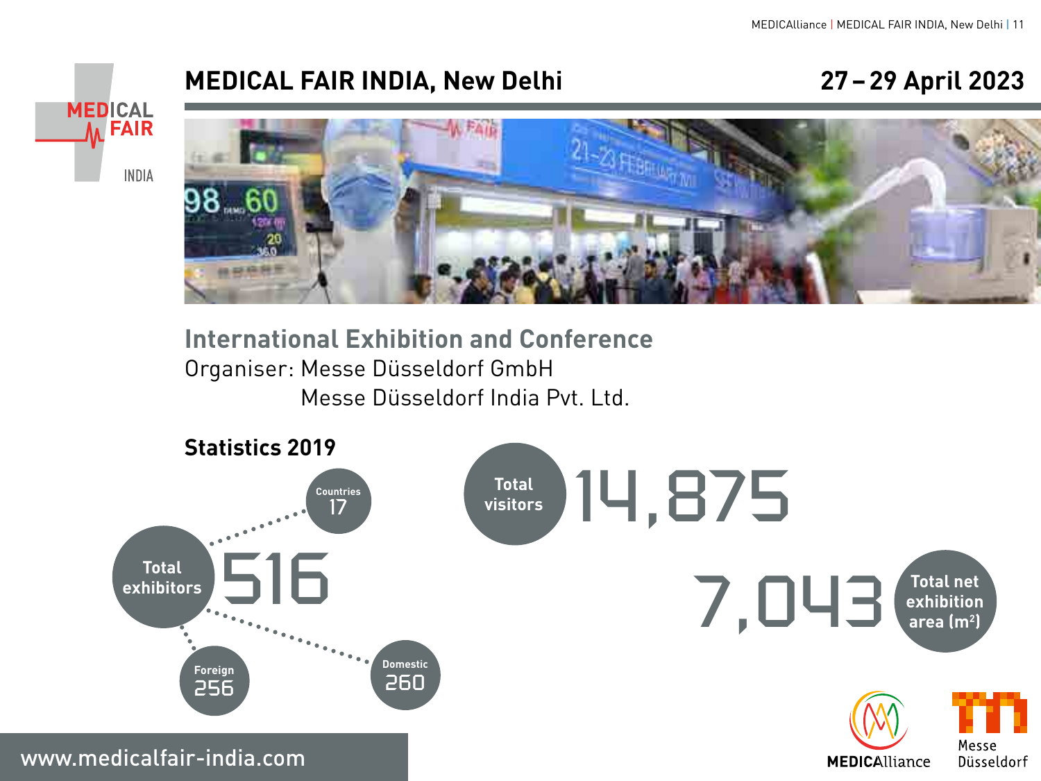# MEDICAL FAIR INDIA, New Delhi

**27 – 29 April 2023**

## International Exhibition and Conference

Organiser: Messe Düsseldorf GmbH
Messe Düsseldorf India Pvt. Ltd.

### Statistics 2019

- **Total exhibitors:** 516
  - **Countries:** 17
  - **Foreign:** 256
  - **Domestic:** 260
- **Total visitors:** 14,875
- **Total net exhibition area (m²):** 7,043

www.medicalfair-india.com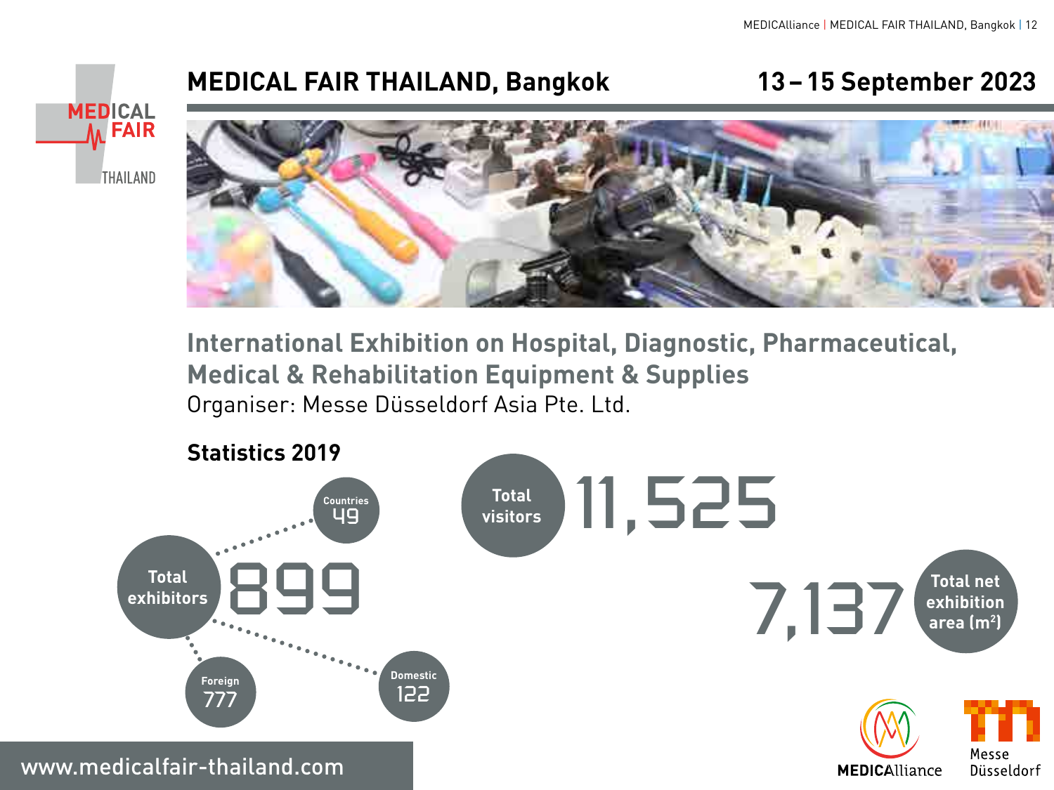# MEDICAL FAIR THAILAND, Bangkok

**13 – 15 September 2023**

## International Exhibition on Hospital, Diagnostic, Pharmaceutical, Medical & Rehabilitation Equipment & Supplies

Organiser: Messe Düsseldorf Asia Pte. Ltd.

### Statistics 2019

- **Total exhibitors:** 899
  - Countries: 49
  - Foreign: 777
  - Domestic: 122
- **Total visitors:** 11,525
- **Total net exhibition area ($m^2$):** 7,137

www.medicalfair-thailand.com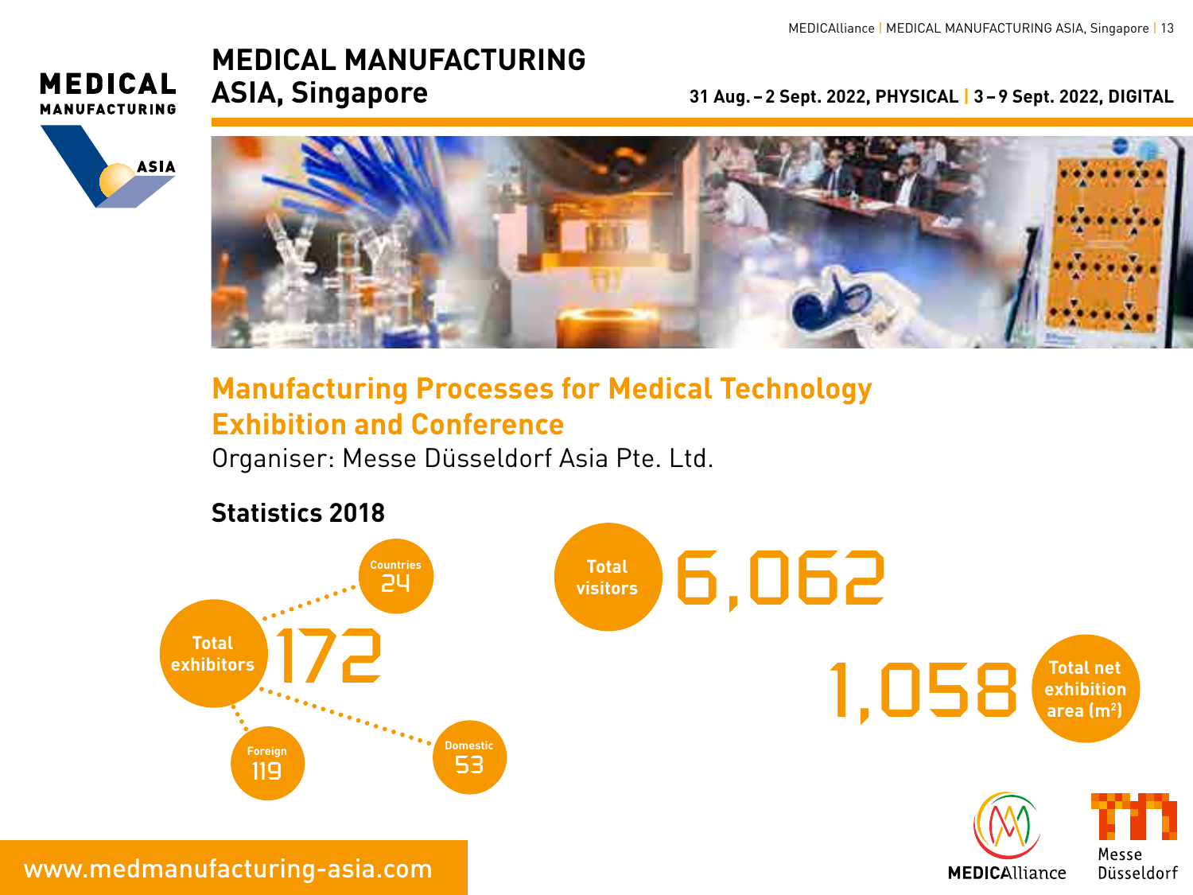# MEDICAL MANUFACTURING ASIA, Singapore

**31 Aug. – 2 Sept. 2022, PHYSICAL | 3 – 9 Sept. 2022, DIGITAL**

## Manufacturing Processes for Medical Technology Exhibition and Conference

Organiser: Messe Düsseldorf Asia Pte. Ltd.

### Statistics 2018

- Total exhibitors: 172
  - Countries: 24
  - Foreign: 119
  - Domestic: 53
- Total visitors: 6,062
- Total net exhibition area ($m^2$): 1,058

www.medmanufacturing-asia.com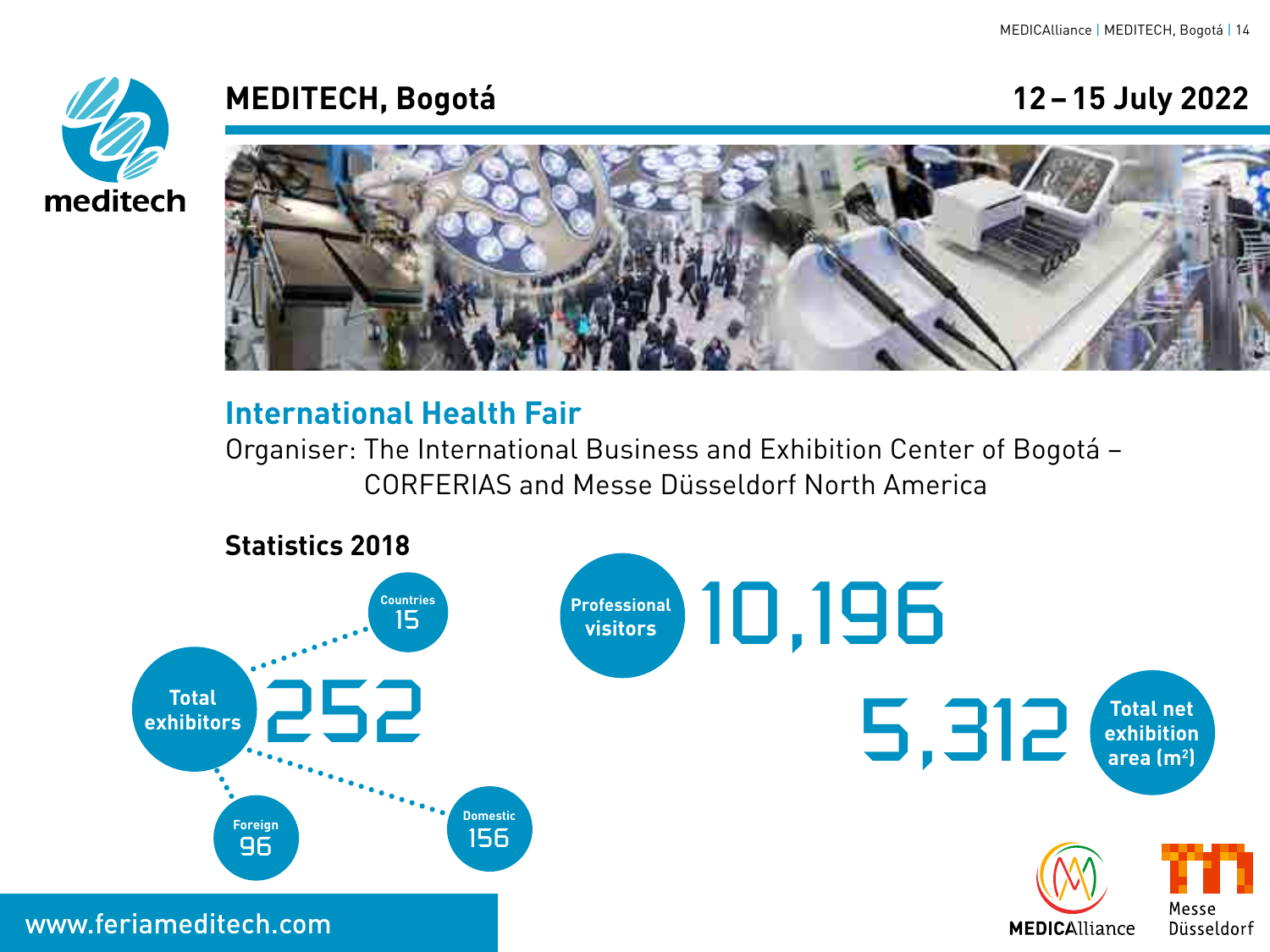# MEDITECH, Bogotá

## 12 – 15 July 2022

meditech

### International Health Fair

Organiser: The International Business and Exhibition Center of Bogotá – CORFERIAS and Messe Düsseldorf North America

**Statistics 2018**

- Total exhibitors: 252
  - Countries: 15
  - Foreign: 96
  - Domestic: 156
- Professional visitors: 10,196
- Total net exhibition area ($m^2$): 5,312

www.feriameditech.com

MEDICAlliance

Messe Düsseldorf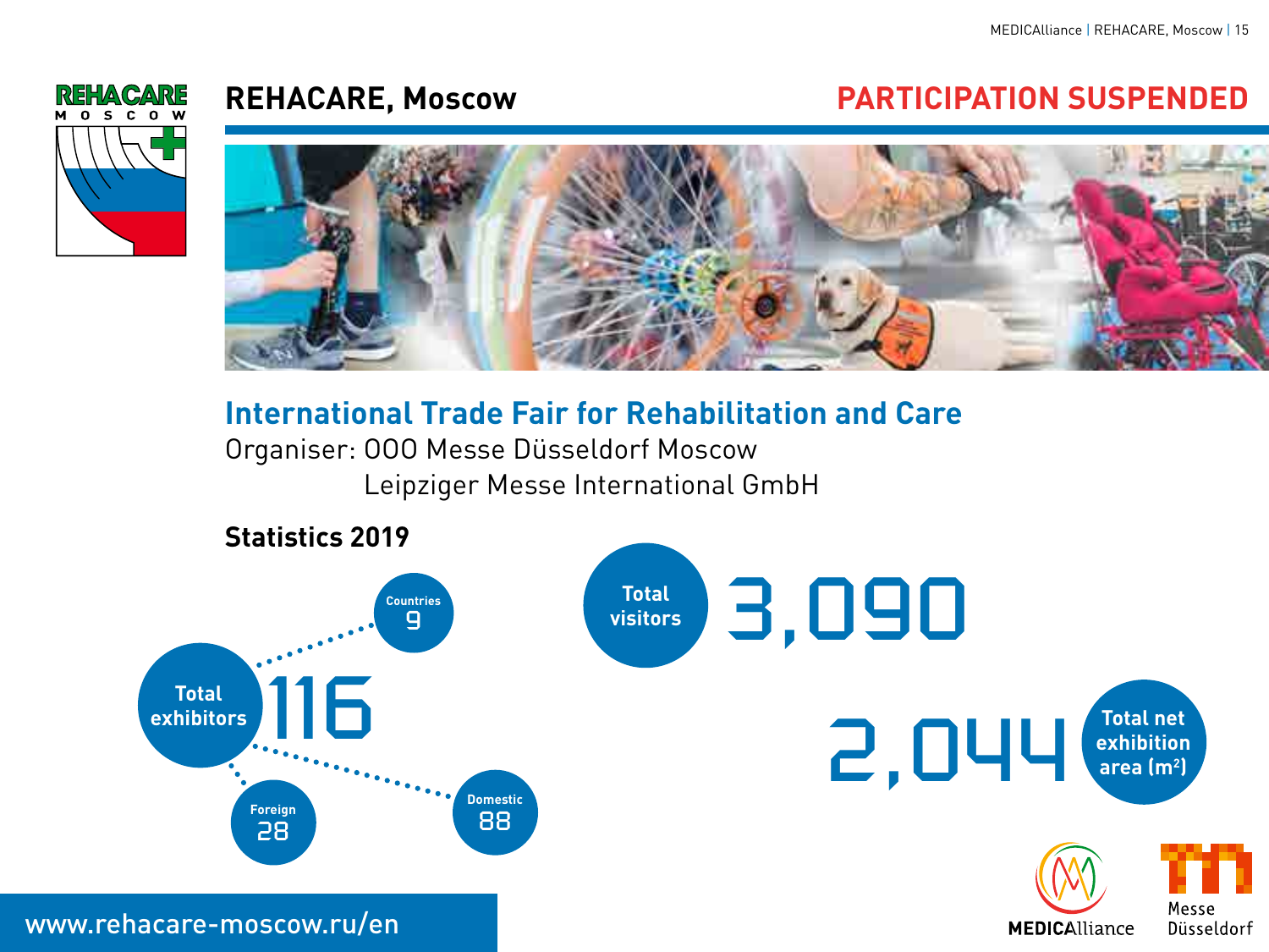# REHACARE, Moscow

**PARTICIPATION SUSPENDED**

## International Trade Fair for Rehabilitation and Care

Organiser: OOO Messe Düsseldorf Moscow
Leipziger Messe International GmbH

### Statistics 2019

- Total exhibitors: 116
  - Countries: 9
  - Foreign: 28
  - Domestic: 88
- Total visitors: 3,090
- Total net exhibition area ($m^2$): 2,044

www.rehacare-moscow.ru/en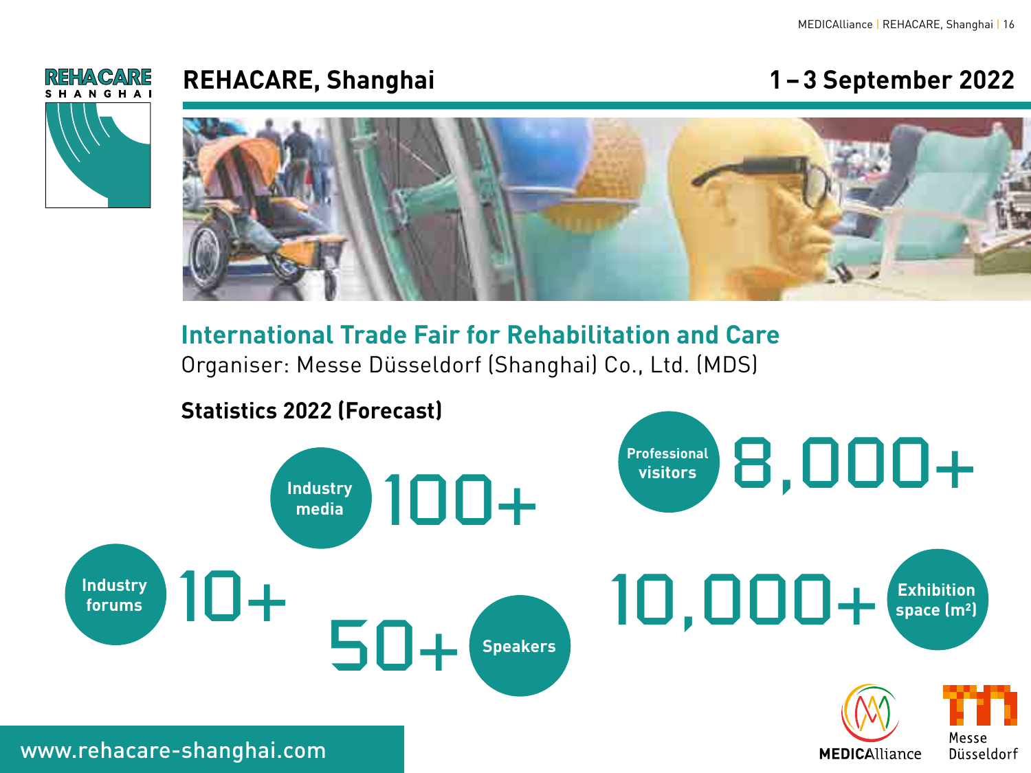# REHACARE, Shanghai

**1 – 3 September 2022**

## International Trade Fair for Rehabilitation and Care

Organiser: Messe Düsseldorf (Shanghai) Co., Ltd. (MDS)

### Statistics 2022 (Forecast)

- Professional visitors: 8,000+
- Industry media: 100+
- Industry forums: 10+
- Speakers: 50+
- Exhibition space ($m^2$): 10,000+

www.rehacare-shanghai.com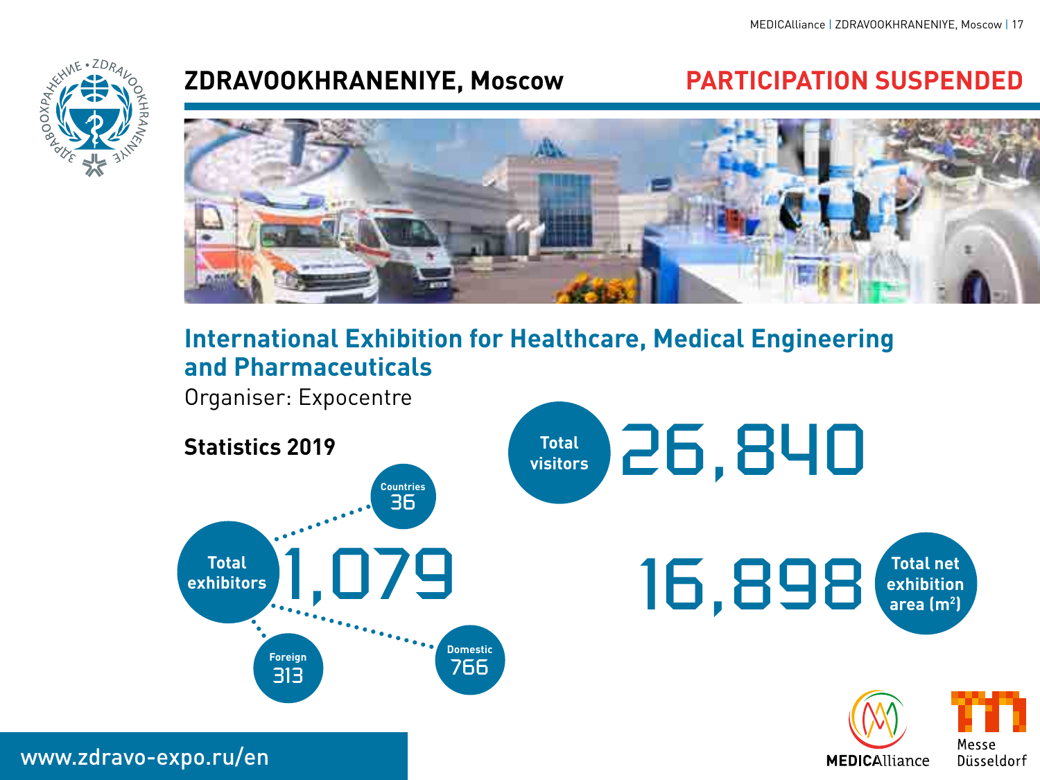## ZDRAVOOKHRANENIYE, Moscow

**PARTICIPATION SUSPENDED**

### International Exhibition for Healthcare, Medical Engineering and Pharmaceuticals

Organiser: Expocentre

**Statistics 2019**

- Total visitors: 26,840
- Total exhibitors: 1,079
  - Countries: 36
  - Foreign: 313
  - Domestic: 766
- Total net exhibition area ($m^2$): 16,898

www.zdravo-expo.ru/en

MEDICAlliance

Messe Düsseldorf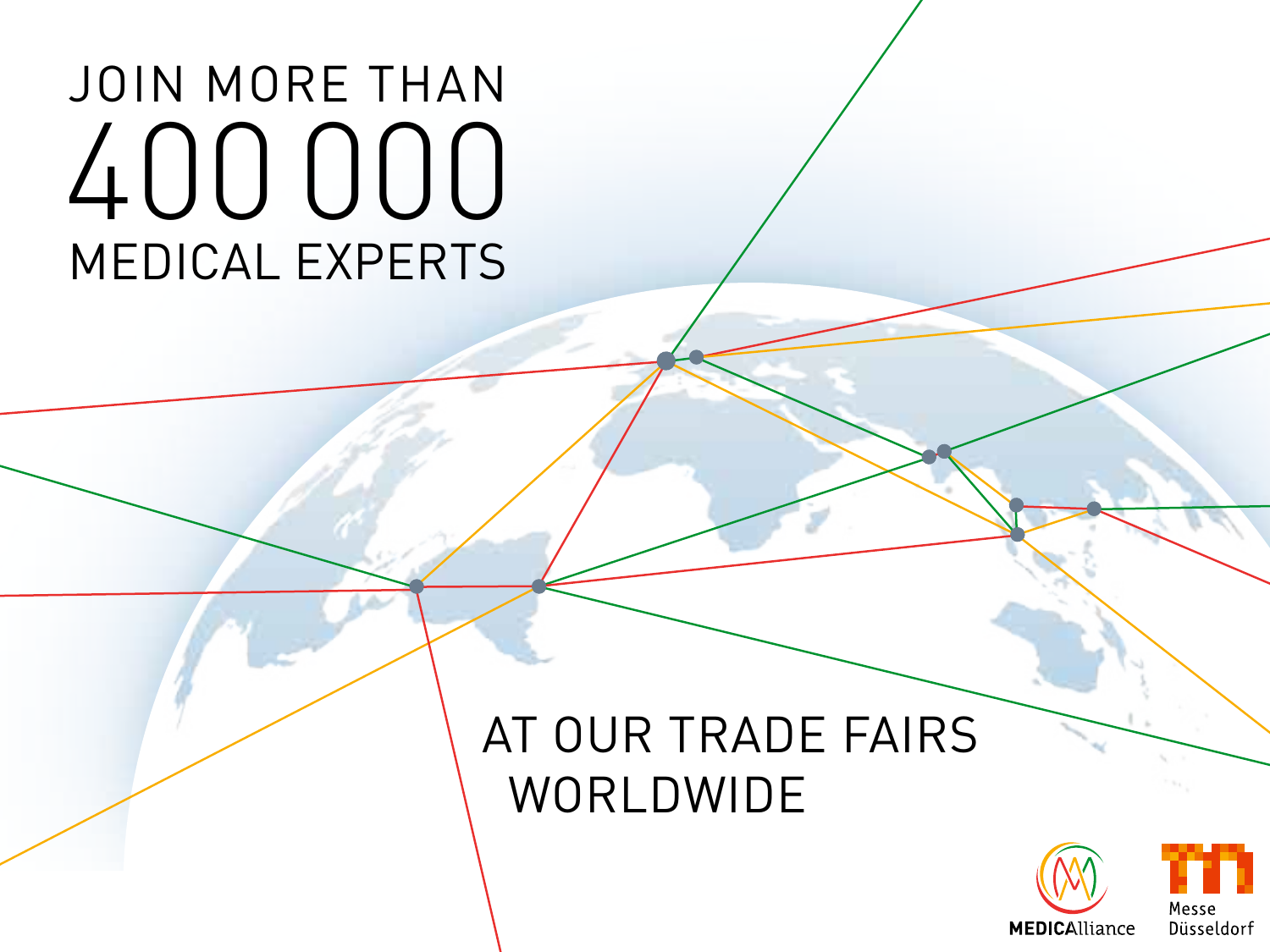# JOIN MORE THAN 400 000 MEDICAL EXPERTS

AT OUR TRADE FAIRS WORLDWIDE

MEDICAlliance

Messe Düsseldorf